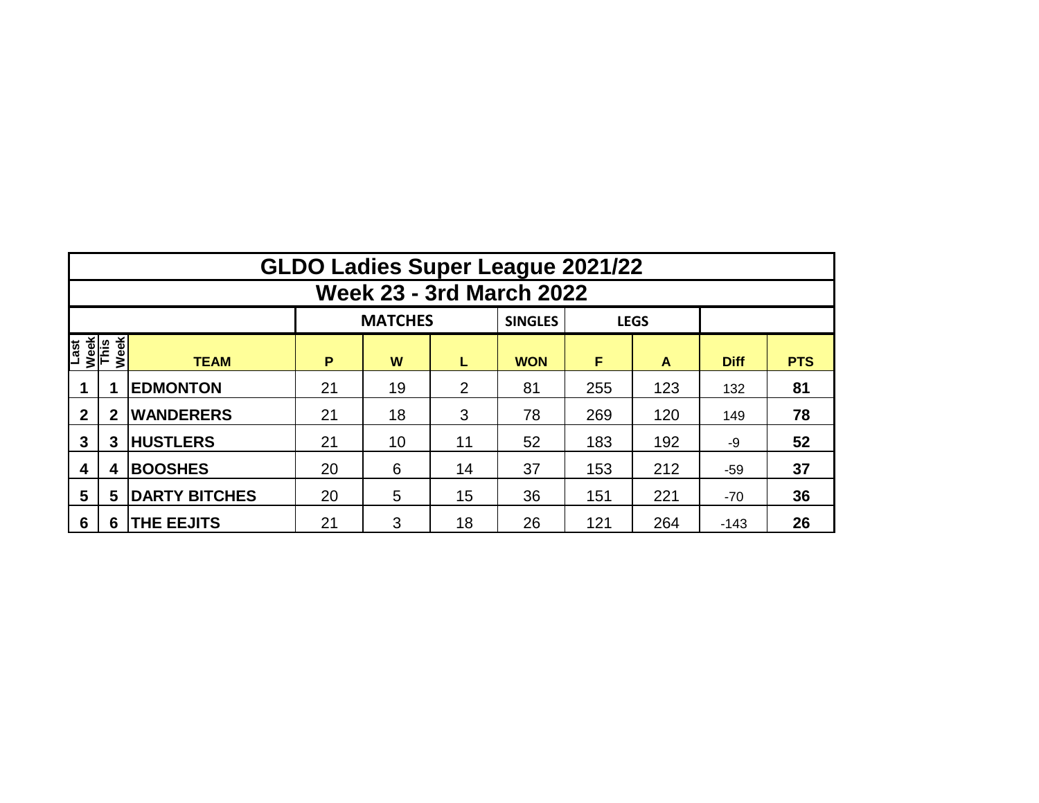# GLDO Ladies Super League 2021/22

## Week 23 - 3rd March 2022

| | | | MATCHES | | | SINGLES | LEGS | | | |
|---|---|---|---|---|---|---|---|---|---|---|
| Last Week | This Week | TEAM | P | W | L | WON | F | A | Diff | PTS |
| 1 | 1 | EDMONTON | 21 | 19 | 2 | 81 | 255 | 123 | 132 | 81 |
| 2 | 2 | WANDERERS | 21 | 18 | 3 | 78 | 269 | 120 | 149 | 78 |
| 3 | 3 | HUSTLERS | 21 | 10 | 11 | 52 | 183 | 192 | -9 | 52 |
| 4 | 4 | BOOSHES | 20 | 6 | 14 | 37 | 153 | 212 | -59 | 37 |
| 5 | 5 | DARTY BITCHES | 20 | 5 | 15 | 36 | 151 | 221 | -70 | 36 |
| 6 | 6 | THE EEJITS | 21 | 3 | 18 | 26 | 121 | 264 | -143 | 26 |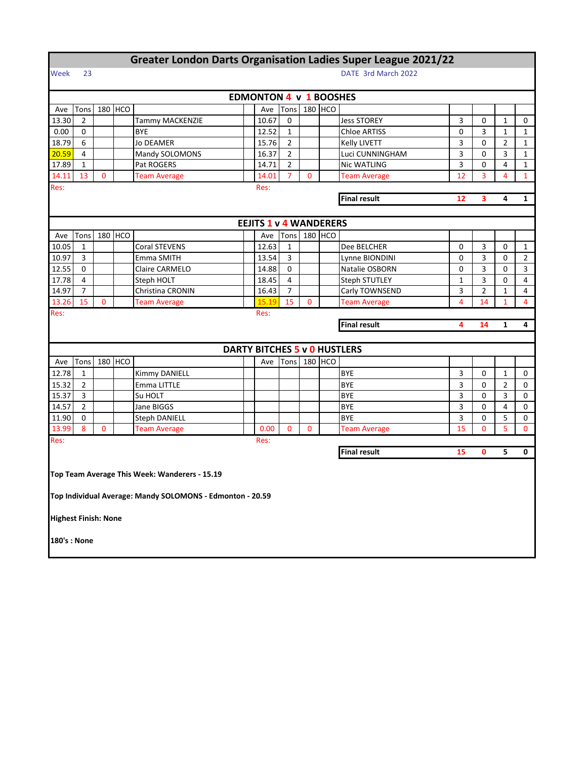# Greater London Darts Organisation Ladies Super League 2021/22

Week 23

DATE 3rd March 2022

## EDMONTON 4 v 1 BOOSHES

| Ave | Tons | 180 | HCO | | Ave | Tons | 180 | HCO | | | | | |
|---|---|---|---|---|---|---|---|---|---|---|---|---|---|
| 13.30 | 2 | | | Tammy MACKENZIE | 10.67 | 0 | | | Jess STOREY | 3 | 0 | 1 | 0 |
| 0.00 | 0 | | | BYE | 12.52 | 1 | | | Chloe ARTISS | 0 | 3 | 1 | 1 |
| 18.79 | 6 | | | Jo DEAMER | 15.76 | 2 | | | Kelly LIVETT | 3 | 0 | 2 | 1 |
| 20.59 | 4 | | | Mandy SOLOMONS | 16.37 | 2 | | | Luci CUNNINGHAM | 3 | 0 | 3 | 1 |
| 17.89 | 1 | | | Pat ROGERS | 14.71 | 2 | | | Nic WATLING | 3 | 0 | 4 | 1 |
| 14.11 | 13 | 0 | | Team Average | 14.01 | 7 | 0 | | Team Average | 12 | 3 | 4 | 1 |

Res: Res:

| Final result | 12 | 3 | 4 | 1 |
|---|---|---|---|---|

## EEJITS 1 v 4 WANDERERS

| Ave | Tons | 180 | HCO | | Ave | Tons | 180 | HCO | | | | | |
|---|---|---|---|---|---|---|---|---|---|---|---|---|---|
| 10.05 | 1 | | | Coral STEVENS | 12.63 | 1 | | | Dee BELCHER | 0 | 3 | 0 | 1 |
| 10.97 | 3 | | | Emma SMITH | 13.54 | 3 | | | Lynne BIONDINI | 0 | 3 | 0 | 2 |
| 12.55 | 0 | | | Claire CARMELO | 14.88 | 0 | | | Natalie OSBORN | 0 | 3 | 0 | 3 |
| 17.78 | 4 | | | Steph HOLT | 18.45 | 4 | | | Steph STUTLEY | 1 | 3 | 0 | 4 |
| 14.97 | 7 | | | Christina CRONIN | 16.43 | 7 | | | Carly TOWNSEND | 3 | 2 | 1 | 4 |
| 13.26 | 15 | 0 | | Team Average | 15.19 | 15 | 0 | | Team Average | 4 | 14 | 1 | 4 |

Res: Res:

| Final result | 4 | 14 | 1 | 4 |
|---|---|---|---|---|

## DARTY BITCHES 5 v 0 HUSTLERS

| Ave | Tons | 180 | HCO | | Ave | Tons | 180 | HCO | | | | | |
|---|---|---|---|---|---|---|---|---|---|---|---|---|---|
| 12.78 | 1 | | | Kimmy DANIELL | | | | | BYE | 3 | 0 | 1 | 0 |
| 15.32 | 2 | | | Emma LITTLE | | | | | BYE | 3 | 0 | 2 | 0 |
| 15.37 | 3 | | | Su HOLT | | | | | BYE | 3 | 0 | 3 | 0 |
| 14.57 | 2 | | | Jane BIGGS | | | | | BYE | 3 | 0 | 4 | 0 |
| 11.90 | 0 | | | Steph DANIELL | | | | | BYE | 3 | 0 | 5 | 0 |
| 13.99 | 8 | 0 | | Team Average | 0.00 | 0 | 0 | | Team Average | 15 | 0 | 5 | 0 |

Res: Res:

| Final result | 15 | 0 | 5 | 0 |
|---|---|---|---|---|

**Top Team Average This Week: Wanderers - 15.19**

**Top Individual Average: Mandy SOLOMONS - Edmonton - 20.59**

**Highest Finish: None**

**180's : None**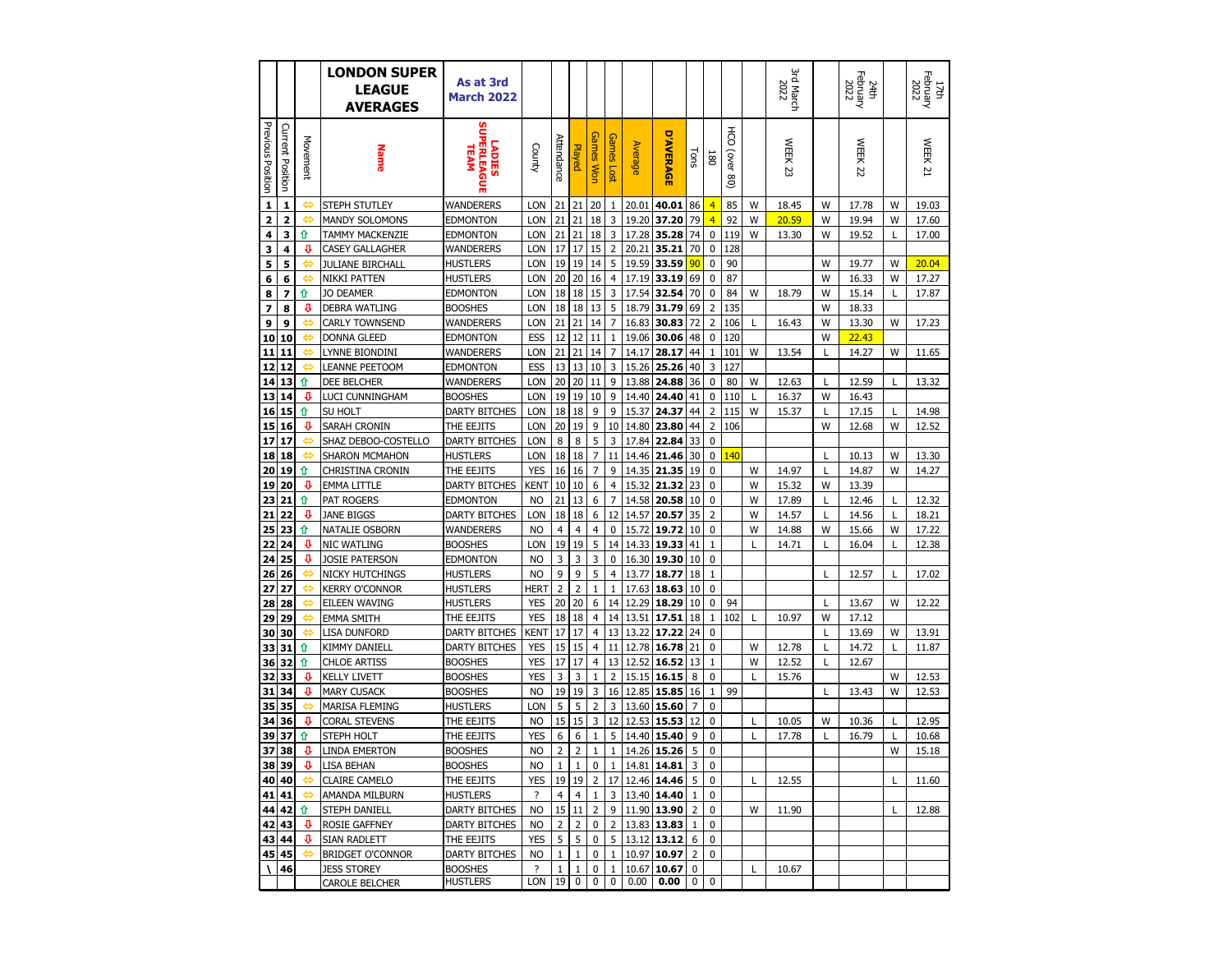| | | | LONDON SUPER LEAGUE AVERAGES | As at 3rd March 2022 | | | | | | | | | | | | 3rd March 2022 | | 24th February 2022 | | 17th February 2022 |
|---|---|---|---|---|---|---|---|---|---|---|---|---|---|---|---|---|---|---|---|---|
| Previous Position | Current Position | Movement | Name | LADIES SUPERLEAGUE TEAM | County | Attendance | Played | Games Won | Games Lost | Average | D'AVERAGE | Tons | 180 | HCO (over 80) | | WEEK 23 | | WEEK 22 | | WEEK 21 |
| 1 | 1 | ⇔ | STEPH STUTLEY | WANDERERS | LON | 21 | 21 | 20 | 1 | 20.01 | 40.01 | 86 | 4 | 85 | W | 18.45 | W | 17.78 | W | 19.03 |
| 2 | 2 | ⇔ | MANDY SOLOMONS | EDMONTON | LON | 21 | 21 | 18 | 3 | 19.20 | 37.20 | 79 | 4 | 92 | W | 20.59 | W | 19.94 | W | 17.60 |
| 4 | 3 | ⇧ | TAMMY MACKENZIE | EDMONTON | LON | 21 | 21 | 18 | 3 | 17.28 | 35.28 | 74 | 0 | 119 | W | 13.30 | W | 19.52 | L | 17.00 |
| 3 | 4 | ⇩ | CASEY GALLAGHER | WANDERERS | LON | 17 | 17 | 15 | 2 | 20.21 | 35.21 | 70 | 0 | 128 | | | | | | |
| 5 | 5 | ⇔ | JULIANE BIRCHALL | HUSTLERS | LON | 19 | 19 | 14 | 5 | 19.59 | 33.59 | 90 | 0 | 90 | | | W | 19.77 | W | 20.04 |
| 6 | 6 | ⇔ | NIKKI PATTEN | HUSTLERS | LON | 20 | 20 | 16 | 4 | 17.19 | 33.19 | 69 | 0 | 87 | | | W | 16.33 | W | 17.27 |
| 8 | 7 | ⇧ | JO DEAMER | EDMONTON | LON | 18 | 18 | 15 | 3 | 17.54 | 32.54 | 70 | 0 | 84 | W | 18.79 | W | 15.14 | L | 17.87 |
| 7 | 8 | ⇩ | DEBRA WATLING | BOOSHES | LON | 18 | 18 | 13 | 5 | 18.79 | 31.79 | 69 | 2 | 135 | | | W | 18.33 | | |
| 9 | 9 | ⇔ | CARLY TOWNSEND | WANDERERS | LON | 21 | 21 | 14 | 7 | 16.83 | 30.83 | 72 | 2 | 106 | L | 16.43 | W | 13.30 | W | 17.23 |
| 10 | 10 | ⇔ | DONNA GLEED | EDMONTON | ESS | 12 | 12 | 11 | 1 | 19.06 | 30.06 | 48 | 0 | 120 | | | W | 22.43 | | |
| 11 | 11 | ⇔ | LYNNE BIONDINI | WANDERERS | LON | 21 | 21 | 14 | 7 | 14.17 | 28.17 | 44 | 1 | 101 | W | 13.54 | L | 14.27 | W | 11.65 |
| 12 | 12 | ⇔ | LEANNE PEETOOM | EDMONTON | ESS | 13 | 13 | 10 | 3 | 15.26 | 25.26 | 40 | 3 | 127 | | | | | | |
| 14 | 13 | ⇧ | DEE BELCHER | WANDERERS | LON | 20 | 20 | 11 | 9 | 13.88 | 24.88 | 36 | 0 | 80 | W | 12.63 | L | 12.59 | L | 13.32 |
| 13 | 14 | ⇩ | LUCI CUNNINGHAM | BOOSHES | LON | 19 | 19 | 10 | 9 | 14.40 | 24.40 | 41 | 0 | 110 | L | 16.37 | W | 16.43 | | |
| 16 | 15 | ⇧ | SU HOLT | DARTY BITCHES | LON | 18 | 18 | 9 | 9 | 15.37 | 24.37 | 44 | 2 | 115 | W | 15.37 | L | 17.15 | L | 14.98 |
| 15 | 16 | ⇩ | SARAH CRONIN | THE EEJITS | LON | 20 | 19 | 9 | 10 | 14.80 | 23.80 | 44 | 2 | 106 | | | W | 12.68 | W | 12.52 |
| 17 | 17 | ⇔ | SHAZ DEBOO-COSTELLO | DARTY BITCHES | LON | 8 | 8 | 5 | 3 | 17.84 | 22.84 | 33 | 0 | | | | | | | |
| 18 | 18 | ⇔ | SHARON MCMAHON | HUSTLERS | LON | 18 | 18 | 7 | 11 | 14.46 | 21.46 | 30 | 0 | 140 | | | L | 10.13 | W | 13.30 |
| 20 | 19 | ⇧ | CHRISTINA CRONIN | THE EEJITS | YES | 16 | 16 | 7 | 9 | 14.35 | 21.35 | 19 | 0 | | W | 14.97 | L | 14.87 | W | 14.27 |
| 19 | 20 | ⇩ | EMMA LITTLE | DARTY BITCHES | KENT | 10 | 10 | 6 | 4 | 15.32 | 21.32 | 23 | 0 | | W | 15.32 | W | 13.39 | | |
| 23 | 21 | ⇧ | PAT ROGERS | EDMONTON | NO | 21 | 13 | 6 | 7 | 14.58 | 20.58 | 10 | 0 | | W | 17.89 | L | 12.46 | L | 12.32 |
| 21 | 22 | ⇩ | JANE BIGGS | DARTY BITCHES | LON | 18 | 18 | 6 | 12 | 14.57 | 20.57 | 35 | 2 | | W | 14.57 | L | 14.56 | L | 18.21 |
| 25 | 23 | ⇧ | NATALIE OSBORN | WANDERERS | NO | 4 | 4 | 4 | 0 | 15.72 | 19.72 | 10 | 0 | | W | 14.88 | W | 15.66 | W | 17.22 |
| 22 | 24 | ⇩ | NIC WATLING | BOOSHES | LON | 19 | 19 | 5 | 14 | 14.33 | 19.33 | 41 | 1 | | L | 14.71 | L | 16.04 | L | 12.38 |
| 24 | 25 | ⇩ | JOSIE PATERSON | EDMONTON | NO | 3 | 3 | 3 | 0 | 16.30 | 19.30 | 10 | 0 | | | | | | | |
| 26 | 26 | ⇔ | NICKY HUTCHINGS | HUSTLERS | NO | 9 | 9 | 5 | 4 | 13.77 | 18.77 | 18 | 1 | | | | L | 12.57 | L | 17.02 |
| 27 | 27 | ⇔ | KERRY O'CONNOR | HUSTLERS | HERT | 2 | 2 | 1 | 1 | 17.63 | 18.63 | 10 | 0 | | | | | | | |
| 28 | 28 | ⇔ | EILEEN WAVING | HUSTLERS | YES | 20 | 20 | 6 | 14 | 12.29 | 18.29 | 10 | 0 | 94 | | | L | 13.67 | W | 12.22 |
| 29 | 29 | ⇔ | EMMA SMITH | THE EEJITS | YES | 18 | 18 | 4 | 14 | 13.51 | 17.51 | 18 | 1 | 102 | L | 10.97 | W | 17.12 | | |
| 30 | 30 | ⇔ | LISA DUNFORD | DARTY BITCHES | KENT | 17 | 17 | 4 | 13 | 13.22 | 17.22 | 24 | 0 | | | | L | 13.69 | W | 13.91 |
| 33 | 31 | ⇧ | KIMMY DANIELL | DARTY BITCHES | YES | 15 | 15 | 4 | 11 | 12.78 | 16.78 | 21 | 0 | | W | 12.78 | L | 14.72 | L | 11.87 |
| 36 | 32 | ⇧ | CHLOE ARTISS | BOOSHES | YES | 17 | 17 | 4 | 13 | 12.52 | 16.52 | 13 | 1 | | W | 12.52 | L | 12.67 | | |
| 32 | 33 | ⇩ | KELLY LIVETT | BOOSHES | YES | 3 | 3 | 1 | 2 | 15.15 | 16.15 | 8 | 0 | | L | 15.76 | | | W | 12.53 |
| 31 | 34 | ⇩ | MARY CUSACK | BOOSHES | NO | 19 | 19 | 3 | 16 | 12.85 | 15.85 | 16 | 1 | 99 | | | L | 13.43 | W | 12.53 |
| 35 | 35 | ⇔ | MARISA FLEMING | HUSTLERS | LON | 5 | 5 | 2 | 3 | 13.60 | 15.60 | 7 | 0 | | | | | | | |
| 34 | 36 | ⇩ | CORAL STEVENS | THE EEJITS | NO | 15 | 15 | 3 | 12 | 12.53 | 15.53 | 12 | 0 | | L | 10.05 | W | 10.36 | L | 12.95 |
| 39 | 37 | ⇧ | STEPH HOLT | THE EEJITS | YES | 6 | 6 | 1 | 5 | 14.40 | 15.40 | 9 | 0 | | L | 17.78 | L | 16.79 | L | 10.68 |
| 37 | 38 | ⇩ | LINDA EMERTON | BOOSHES | NO | 2 | 2 | 1 | 1 | 14.26 | 15.26 | 5 | 0 | | | | | | W | 15.18 |
| 38 | 39 | ⇩ | LISA BEHAN | BOOSHES | NO | 1 | 1 | 0 | 1 | 14.81 | 14.81 | 3 | 0 | | | | | | | |
| 40 | 40 | ⇔ | CLAIRE CAMELO | THE EEJITS | YES | 19 | 19 | 2 | 17 | 12.46 | 14.46 | 5 | 0 | | L | 12.55 | | | L | 11.60 |
| 41 | 41 | ⇔ | AMANDA MILBURN | HUSTLERS | ? | 4 | 4 | 1 | 3 | 13.40 | 14.40 | 1 | 0 | | | | | | | |
| 44 | 42 | ⇧ | STEPH DANIELL | DARTY BITCHES | NO | 15 | 11 | 2 | 9 | 11.90 | 13.90 | 2 | 0 | | W | 11.90 | | | L | 12.88 |
| 42 | 43 | ⇩ | ROSIE GAFFNEY | DARTY BITCHES | NO | 2 | 2 | 0 | 2 | 13.83 | 13.83 | 1 | 0 | | | | | | | |
| 43 | 44 | ⇩ | SIAN RADLETT | THE EEJITS | YES | 5 | 5 | 0 | 5 | 13.12 | 13.12 | 6 | 0 | | | | | | | |
| 45 | 45 | ⇔ | BRIDGET O'CONNOR | DARTY BITCHES | NO | 1 | 1 | 0 | 1 | 10.97 | 10.97 | 2 | 0 | | | | | | | |
| \ | 46 | | JESS STOREY | BOOSHES | ? | 1 | 1 | 0 | 1 | 10.67 | 10.67 | 0 | | | L | 10.67 | | | | |
| | | | CAROLE BELCHER | HUSTLERS | LON | 19 | 0 | 0 | 0 | 0.00 | 0.00 | 0 | 0 | | | | | | | |